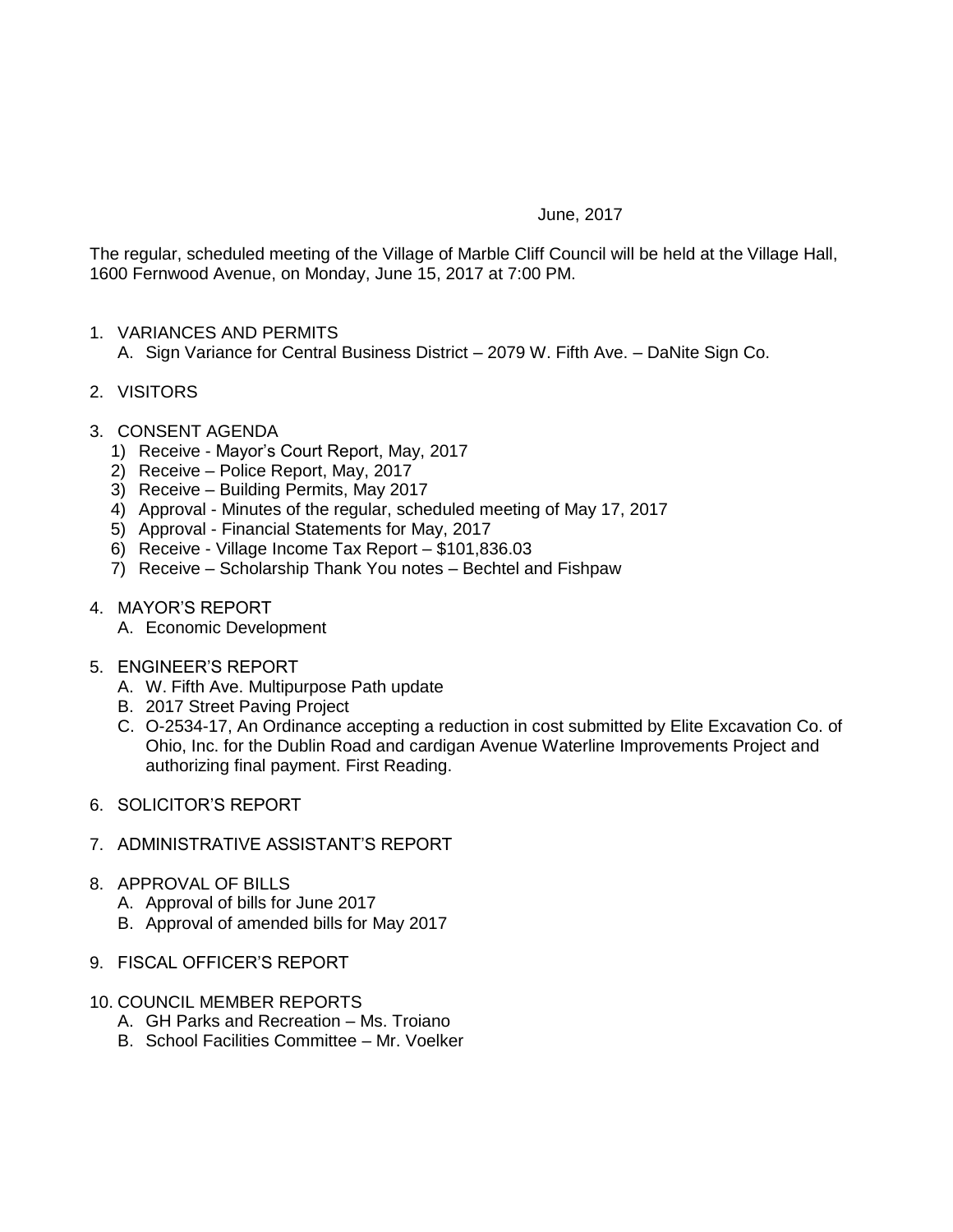June, 2017

The regular, scheduled meeting of the Village of Marble Cliff Council will be held at the Village Hall, 1600 Fernwood Avenue, on Monday, June 15, 2017 at 7:00 PM.

1. VARIANCES AND PERMITS
   A. Sign Variance for Central Business District – 2079 W. Fifth Ave. – DaNite Sign Co.

2. VISITORS

3. CONSENT AGENDA
   1) Receive - Mayor's Court Report, May, 2017
   2) Receive – Police Report, May, 2017
   3) Receive – Building Permits, May 2017
   4) Approval - Minutes of the regular, scheduled meeting of May 17, 2017
   5) Approval - Financial Statements for May, 2017
   6) Receive - Village Income Tax Report – $101,836.03
   7) Receive – Scholarship Thank You notes – Bechtel and Fishpaw

4. MAYOR'S REPORT
   A. Economic Development

5. ENGINEER'S REPORT
   A. W. Fifth Ave. Multipurpose Path update
   B. 2017 Street Paving Project
   C. O-2534-17, An Ordinance accepting a reduction in cost submitted by Elite Excavation Co. of Ohio, Inc. for the Dublin Road and cardigan Avenue Waterline Improvements Project and authorizing final payment. First Reading.

6. SOLICITOR'S REPORT

7. ADMINISTRATIVE ASSISTANT'S REPORT

8. APPROVAL OF BILLS
   A. Approval of bills for June 2017
   B. Approval of amended bills for May 2017

9. FISCAL OFFICER'S REPORT

10. COUNCIL MEMBER REPORTS
    A. GH Parks and Recreation – Ms. Troiano
    B. School Facilities Committee – Mr. Voelker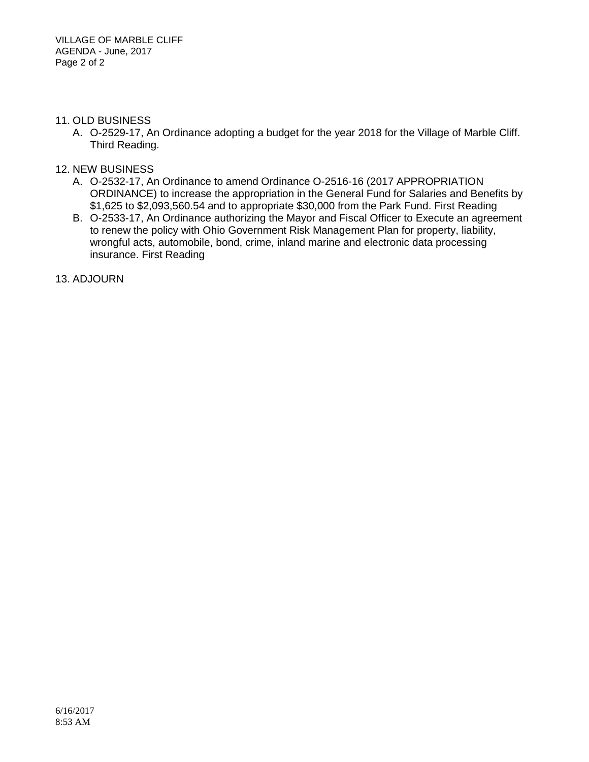11. OLD BUSINESS
    A. O-2529-17, An Ordinance adopting a budget for the year 2018 for the Village of Marble Cliff. Third Reading.

12. NEW BUSINESS
    A. O-2532-17, An Ordinance to amend Ordinance O-2516-16 (2017 APPROPRIATION ORDINANCE) to increase the appropriation in the General Fund for Salaries and Benefits by $1,625 to $2,093,560.54 and to appropriate $30,000 from the Park Fund. First Reading
    B. O-2533-17, An Ordinance authorizing the Mayor and Fiscal Officer to Execute an agreement to renew the policy with Ohio Government Risk Management Plan for property, liability, wrongful acts, automobile, bond, crime, inland marine and electronic data processing insurance. First Reading

13. ADJOURN